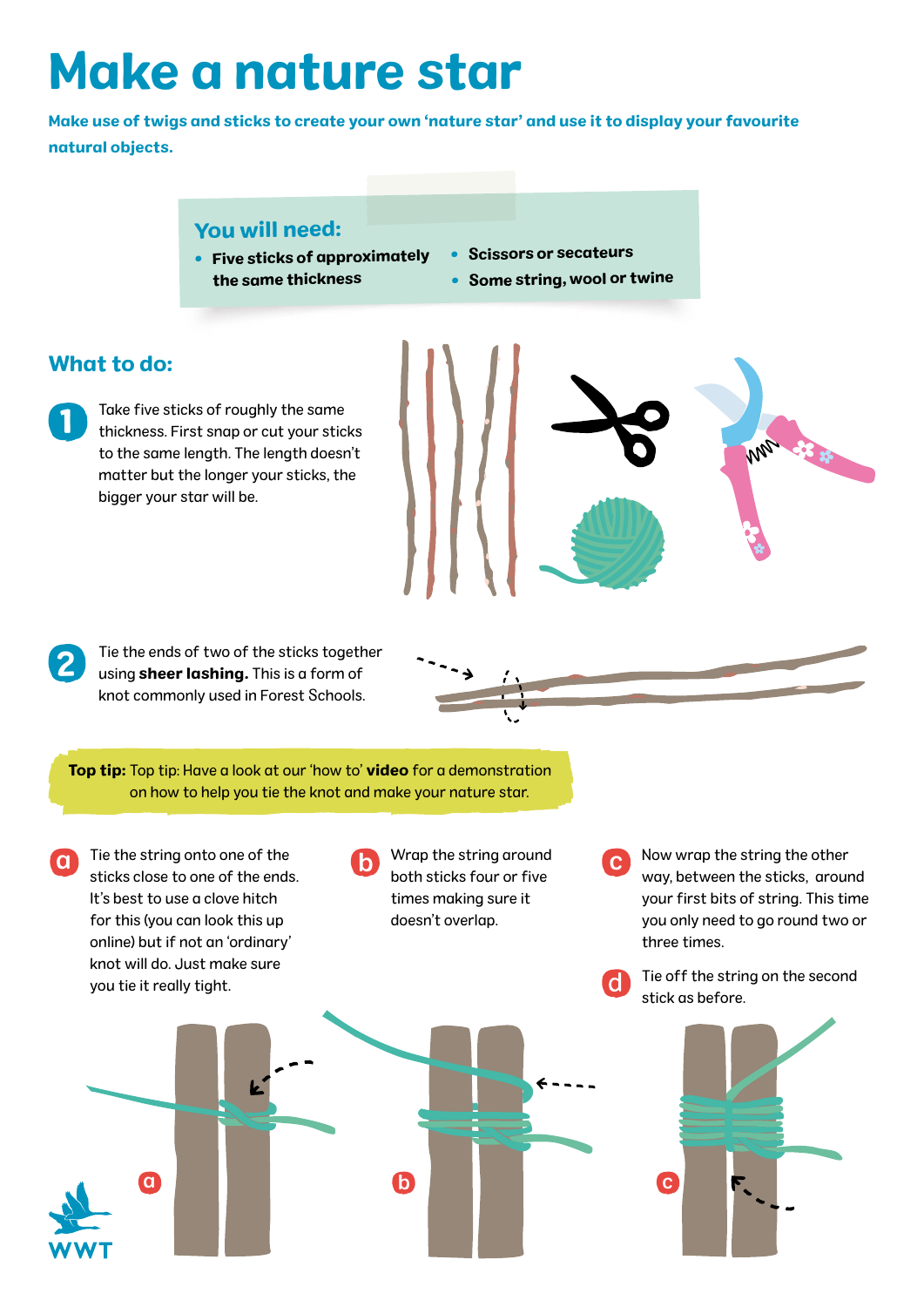# Make a nature star

**Make use of twigs and sticks to create your own 'nature star' and use it to display your favourite natural objects.**

## You will need:

- **Five sticks of approximately the same thickness**
- **Scissors or secateurs**
- **Some string, wool or twine**

## What to do:

**1** Take five sticks of roughly the same thickness. First snap or cut your sticks to the same length. The length doesn't matter but the longer your sticks, the bigger your star will be.

**2** Tie the ends of two of the sticks together using **sheer lashing.** This is a form of knot commonly used in Forest Schools.

**Top tip:** Top tip: Have a look at our 'how to' **video** for a demonstration on how to help you tie the knot and make your nature star.

**a** Tie the string onto one of the sticks close to one of the ends. It's best to use a clove hitch for this (you can look this up online) but if not an 'ordinary' knot will do. Just make sure you tie it really tight.

**b** Wrap the string around both sticks four or five times making sure it doesn't overlap.

**c** Now wrap the string the other way, between the sticks, around your first bits of string. This time you only need to go round two or three times.

**d** Tie off the string on the second stick as before.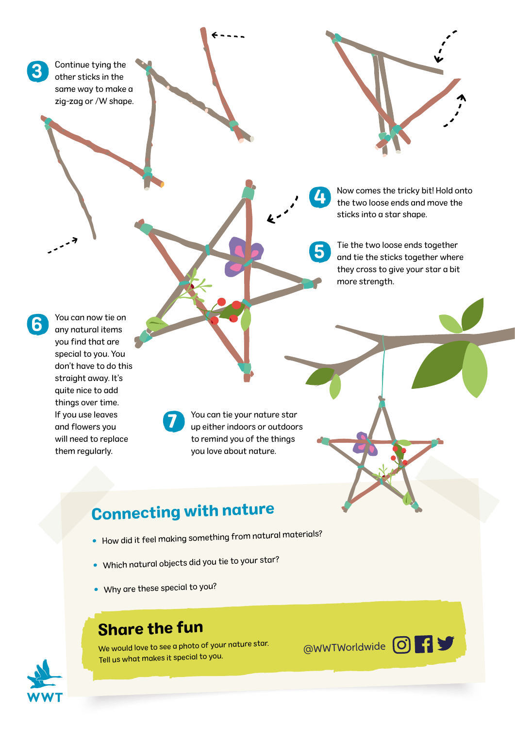3. Continue tying the other sticks in the same way to make a zig-zag or /W shape.

4. Now comes the tricky bit! Hold onto the two loose ends and move the sticks into a star shape.

5. Tie the two loose ends together and tie the sticks together where they cross to give your star a bit more strength.

6. You can now tie on any natural items you find that are special to you. You don't have to do this straight away. It's quite nice to add things over time. If you use leaves and flowers you will need to replace them regularly.

7. You can tie your nature star up either indoors or outdoors to remind you of the things you love about nature.

## Connecting with nature

- How did it feel making something from natural materials?
- Which natural objects did you tie to your star?
- Why are these special to you?

## Share the fun

We would love to see a photo of your nature star. Tell us what makes it special to you.

@WWTWorldwide

WWT